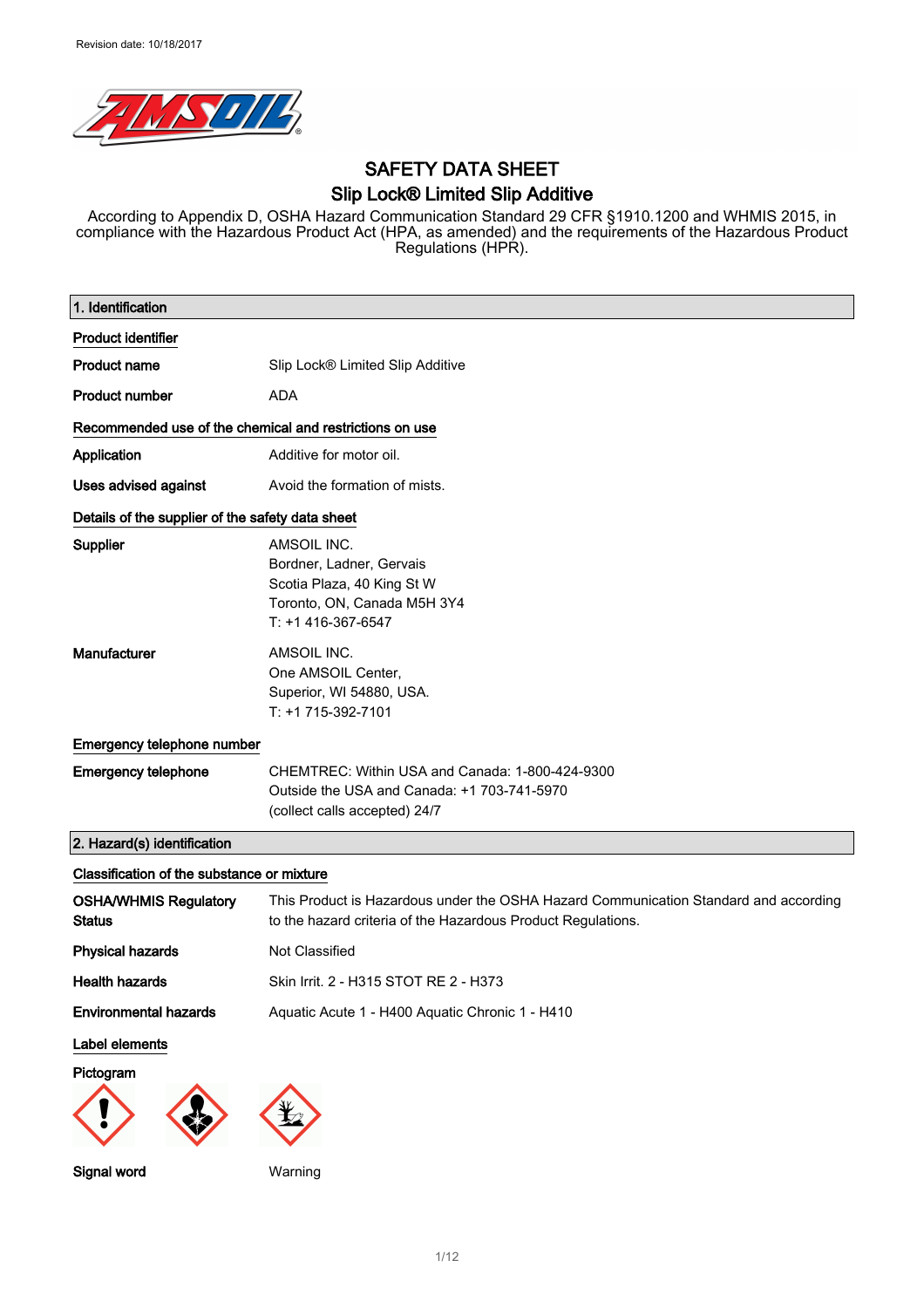Revision date: 10/18/2017

# SAFETY DATA SHEET
## Slip Lock® Limited Slip Additive

According to Appendix D, OSHA Hazard Communication Standard 29 CFR §1910.1200 and WHMIS 2015, in compliance with the Hazardous Product Act (HPA, as amended) and the requirements of the Hazardous Product Regulations (HPR).

### 1. Identification

**Product identifier**

**Product name** Slip Lock® Limited Slip Additive

**Product number** ADA

**Recommended use of the chemical and restrictions on use**

**Application** Additive for motor oil.

**Uses advised against** Avoid the formation of mists.

**Details of the supplier of the safety data sheet**

**Supplier**
AMSOIL INC.
Bordner, Ladner, Gervais
Scotia Plaza, 40 King St W
Toronto, ON, Canada M5H 3Y4
T: +1 416-367-6547

**Manufacturer**
AMSOIL INC.
One AMSOIL Center,
Superior, WI 54880, USA.
T: +1 715-392-7101

**Emergency telephone number**

**Emergency telephone**
CHEMTREC: Within USA and Canada: 1-800-424-9300
Outside the USA and Canada: +1 703-741-5970
(collect calls accepted) 24/7

### 2. Hazard(s) identification

**Classification of the substance or mixture**

**OSHA/WHMIS Regulatory Status** This Product is Hazardous under the OSHA Hazard Communication Standard and according to the hazard criteria of the Hazardous Product Regulations.

**Physical hazards** Not Classified

**Health hazards** Skin Irrit. 2 - H315 STOT RE 2 - H373

**Environmental hazards** Aquatic Acute 1 - H400 Aquatic Chronic 1 - H410

**Label elements**

**Pictogram**

**Signal word** Warning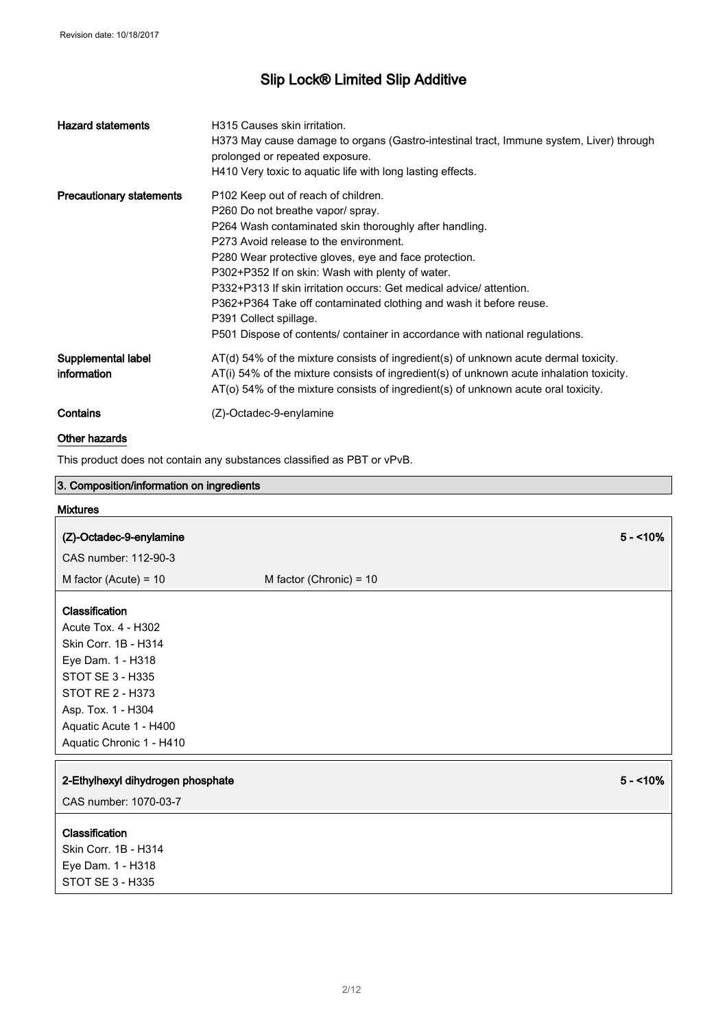| | |
|---|---|
| **Hazard statements** | H315 Causes skin irritation.<br>H373 May cause damage to organs (Gastro-intestinal tract, Immune system, Liver) through prolonged or repeated exposure.<br>H410 Very toxic to aquatic life with long lasting effects. |
| **Precautionary statements** | P102 Keep out of reach of children.<br>P260 Do not breathe vapor/ spray.<br>P264 Wash contaminated skin thoroughly after handling.<br>P273 Avoid release to the environment.<br>P280 Wear protective gloves, eye and face protection.<br>P302+P352 If on skin: Wash with plenty of water.<br>P332+P313 If skin irritation occurs: Get medical advice/ attention.<br>P362+P364 Take off contaminated clothing and wash it before reuse.<br>P391 Collect spillage.<br>P501 Dispose of contents/ container in accordance with national regulations. |
| **Supplemental label information** | AT(d) 54% of the mixture consists of ingredient(s) of unknown acute dermal toxicity.<br>AT(i) 54% of the mixture consists of ingredient(s) of unknown acute inhalation toxicity.<br>AT(o) 54% of the mixture consists of ingredient(s) of unknown acute oral toxicity. |
| **Contains** | (Z)-Octadec-9-enylamine |

**Other hazards**

This product does not contain any substances classified as PBT or vPvB.

## 3. Composition/information on ingredients

**Mixtures**

**(Z)-Octadec-9-enylamine** 5 - <10%

CAS number: 112-90-3

M factor (Acute) = 10 M factor (Chronic) = 10

**Classification**
Acute Tox. 4 - H302
Skin Corr. 1B - H314
Eye Dam. 1 - H318
STOT SE 3 - H335
STOT RE 2 - H373
Asp. Tox. 1 - H304
Aquatic Acute 1 - H400
Aquatic Chronic 1 - H410

**2-Ethylhexyl dihydrogen phosphate** 5 - <10%

CAS number: 1070-03-7

**Classification**
Skin Corr. 1B - H314
Eye Dam. 1 - H318
STOT SE 3 - H335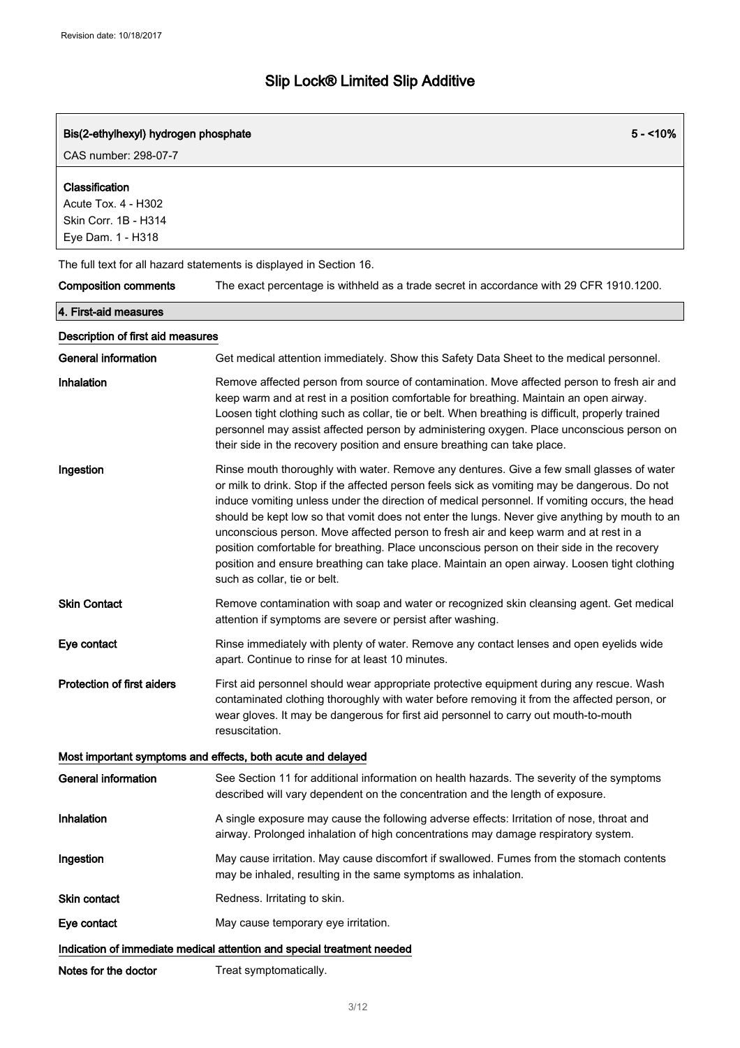# Slip Lock® Limited Slip Additive

| Bis(2-ethylhexyl) hydrogen phosphate | 5 - <10% |
| --- | --- |
| CAS number: 298-07-7 | |

**Classification**
Acute Tox. 4 - H302
Skin Corr. 1B - H314
Eye Dam. 1 - H318

The full text for all hazard statements is displayed in Section 16.

**Composition comments** The exact percentage is withheld as a trade secret in accordance with 29 CFR 1910.1200.

## 4. First-aid measures

### Description of first aid measures

**General information** Get medical attention immediately. Show this Safety Data Sheet to the medical personnel.

**Inhalation** Remove affected person from source of contamination. Move affected person to fresh air and keep warm and at rest in a position comfortable for breathing. Maintain an open airway. Loosen tight clothing such as collar, tie or belt. When breathing is difficult, properly trained personnel may assist affected person by administering oxygen. Place unconscious person on their side in the recovery position and ensure breathing can take place.

**Ingestion** Rinse mouth thoroughly with water. Remove any dentures. Give a few small glasses of water or milk to drink. Stop if the affected person feels sick as vomiting may be dangerous. Do not induce vomiting unless under the direction of medical personnel. If vomiting occurs, the head should be kept low so that vomit does not enter the lungs. Never give anything by mouth to an unconscious person. Move affected person to fresh air and keep warm and at rest in a position comfortable for breathing. Place unconscious person on their side in the recovery position and ensure breathing can take place. Maintain an open airway. Loosen tight clothing such as collar, tie or belt.

**Skin Contact** Remove contamination with soap and water or recognized skin cleansing agent. Get medical attention if symptoms are severe or persist after washing.

**Eye contact** Rinse immediately with plenty of water. Remove any contact lenses and open eyelids wide apart. Continue to rinse for at least 10 minutes.

**Protection of first aiders** First aid personnel should wear appropriate protective equipment during any rescue. Wash contaminated clothing thoroughly with water before removing it from the affected person, or wear gloves. It may be dangerous for first aid personnel to carry out mouth-to-mouth resuscitation.

### Most important symptoms and effects, both acute and delayed

**General information** See Section 11 for additional information on health hazards. The severity of the symptoms described will vary dependent on the concentration and the length of exposure.

**Inhalation** A single exposure may cause the following adverse effects: Irritation of nose, throat and airway. Prolonged inhalation of high concentrations may damage respiratory system.

**Ingestion** May cause irritation. May cause discomfort if swallowed. Fumes from the stomach contents may be inhaled, resulting in the same symptoms as inhalation.

**Skin contact** Redness. Irritating to skin.

**Eye contact** May cause temporary eye irritation.

### Indication of immediate medical attention and special treatment needed

**Notes for the doctor** Treat symptomatically.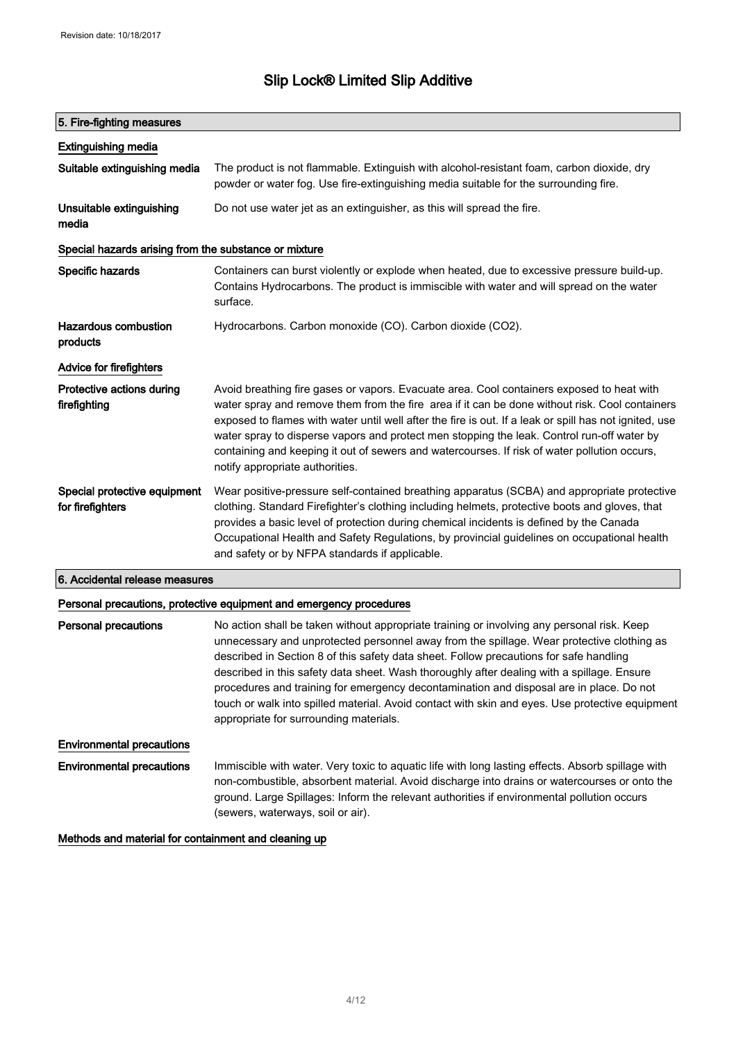Revision date: 10/18/2017

# Slip Lock® Limited Slip Additive

## 5. Fire-fighting measures

### Extinguishing media

**Suitable extinguishing media**
The product is not flammable. Extinguish with alcohol-resistant foam, carbon dioxide, dry powder or water fog. Use fire-extinguishing media suitable for the surrounding fire.

**Unsuitable extinguishing media**
Do not use water jet as an extinguisher, as this will spread the fire.

### Special hazards arising from the substance or mixture

**Specific hazards**
Containers can burst violently or explode when heated, due to excessive pressure build-up. Contains Hydrocarbons. The product is immiscible with water and will spread on the water surface.

**Hazardous combustion products**
Hydrocarbons. Carbon monoxide (CO). Carbon dioxide ($CO_2$).

### Advice for firefighters

**Protective actions during firefighting**
Avoid breathing fire gases or vapors. Evacuate area. Cool containers exposed to heat with water spray and remove them from the fire area if it can be done without risk. Cool containers exposed to flames with water until well after the fire is out. If a leak or spill has not ignited, use water spray to disperse vapors and protect men stopping the leak. Control run-off water by containing and keeping it out of sewers and watercourses. If risk of water pollution occurs, notify appropriate authorities.

**Special protective equipment for firefighters**
Wear positive-pressure self-contained breathing apparatus (SCBA) and appropriate protective clothing. Standard Firefighter's clothing including helmets, protective boots and gloves, that provides a basic level of protection during chemical incidents is defined by the Canada Occupational Health and Safety Regulations, by provincial guidelines on occupational health and safety or by NFPA standards if applicable.

## 6. Accidental release measures

### Personal precautions, protective equipment and emergency procedures

**Personal precautions**
No action shall be taken without appropriate training or involving any personal risk. Keep unnecessary and unprotected personnel away from the spillage. Wear protective clothing as described in Section 8 of this safety data sheet. Follow precautions for safe handling described in this safety data sheet. Wash thoroughly after dealing with a spillage. Ensure procedures and training for emergency decontamination and disposal are in place. Do not touch or walk into spilled material. Avoid contact with skin and eyes. Use protective equipment appropriate for surrounding materials.

### Environmental precautions

**Environmental precautions**
Immiscible with water. Very toxic to aquatic life with long lasting effects. Absorb spillage with non-combustible, absorbent material. Avoid discharge into drains or watercourses or onto the ground. Large Spillages: Inform the relevant authorities if environmental pollution occurs (sewers, waterways, soil or air).

### Methods and material for containment and cleaning up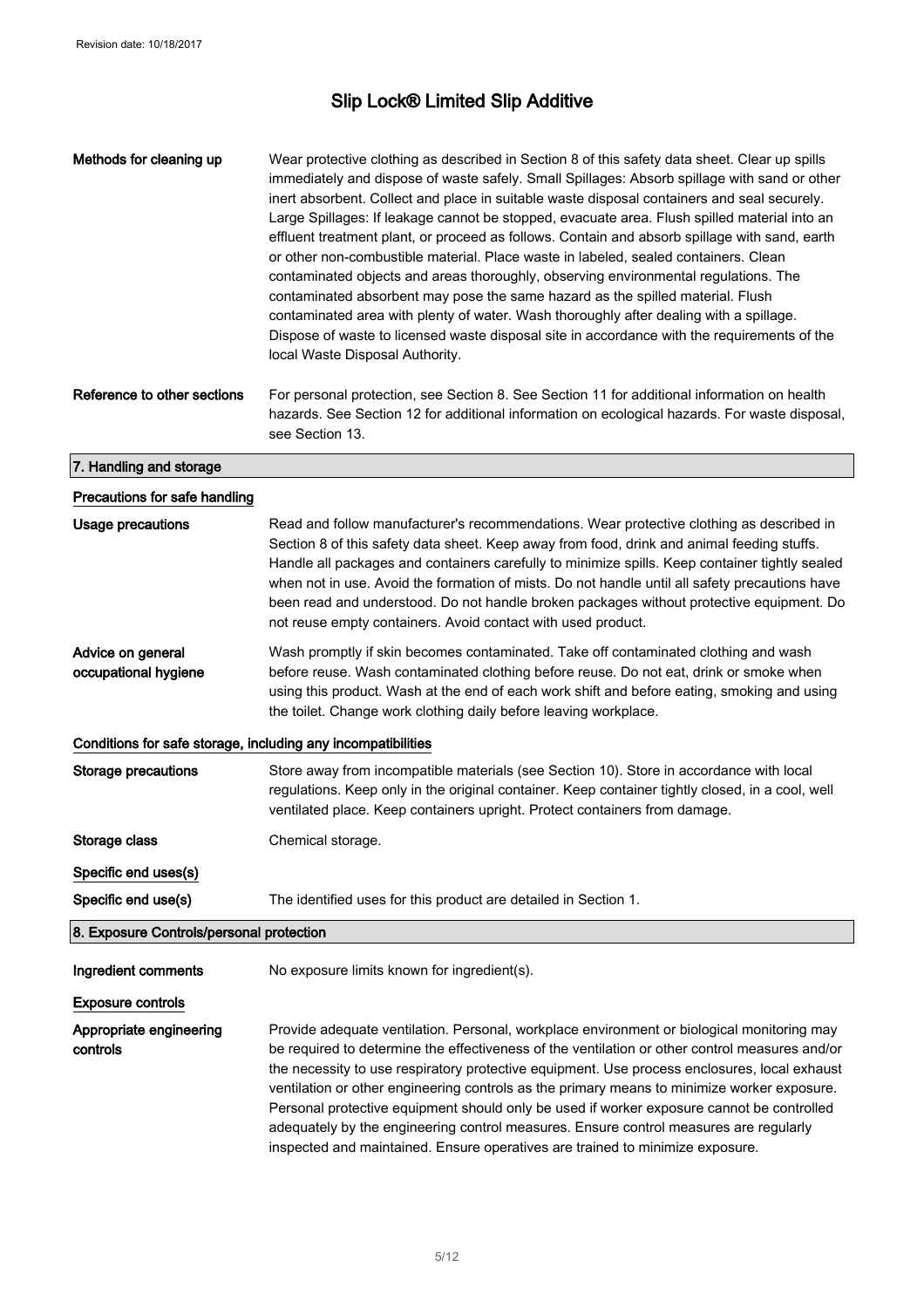| | |
|---|---|
| **Methods for cleaning up** | Wear protective clothing as described in Section 8 of this safety data sheet. Clear up spills immediately and dispose of waste safely. Small Spillages: Absorb spillage with sand or other inert absorbent. Collect and place in suitable waste disposal containers and seal securely. Large Spillages: If leakage cannot be stopped, evacuate area. Flush spilled material into an effluent treatment plant, or proceed as follows. Contain and absorb spillage with sand, earth or other non-combustible material. Place waste in labeled, sealed containers. Clean contaminated objects and areas thoroughly, observing environmental regulations. The contaminated absorbent may pose the same hazard as the spilled material. Flush contaminated area with plenty of water. Wash thoroughly after dealing with a spillage. Dispose of waste to licensed waste disposal site in accordance with the requirements of the local Waste Disposal Authority. |
| **Reference to other sections** | For personal protection, see Section 8. See Section 11 for additional information on health hazards. See Section 12 for additional information on ecological hazards. For waste disposal, see Section 13. |

## 7. Handling and storage

### Precautions for safe handling

| | |
|---|---|
| **Usage precautions** | Read and follow manufacturer's recommendations. Wear protective clothing as described in Section 8 of this safety data sheet. Keep away from food, drink and animal feeding stuffs. Handle all packages and containers carefully to minimize spills. Keep container tightly sealed when not in use. Avoid the formation of mists. Do not handle until all safety precautions have been read and understood. Do not handle broken packages without protective equipment. Do not reuse empty containers. Avoid contact with used product. |
| **Advice on general occupational hygiene** | Wash promptly if skin becomes contaminated. Take off contaminated clothing and wash before reuse. Wash contaminated clothing before reuse. Do not eat, drink or smoke when using this product. Wash at the end of each work shift and before eating, smoking and using the toilet. Change work clothing daily before leaving workplace. |

### Conditions for safe storage, including any incompatibilities

| | |
|---|---|
| **Storage precautions** | Store away from incompatible materials (see Section 10). Store in accordance with local regulations. Keep only in the original container. Keep container tightly closed, in a cool, well ventilated place. Keep containers upright. Protect containers from damage. |
| **Storage class** | Chemical storage. |

### Specific end uses(s)

| | |
|---|---|
| **Specific end use(s)** | The identified uses for this product are detailed in Section 1. |

## 8. Exposure Controls/personal protection

| | |
|---|---|
| **Ingredient comments** | No exposure limits known for ingredient(s). |

### Exposure controls

| | |
|---|---|
| **Appropriate engineering controls** | Provide adequate ventilation. Personal, workplace environment or biological monitoring may be required to determine the effectiveness of the ventilation or other control measures and/or the necessity to use respiratory protective equipment. Use process enclosures, local exhaust ventilation or other engineering controls as the primary means to minimize worker exposure. Personal protective equipment should only be used if worker exposure cannot be controlled adequately by the engineering control measures. Ensure control measures are regularly inspected and maintained. Ensure operatives are trained to minimize exposure. |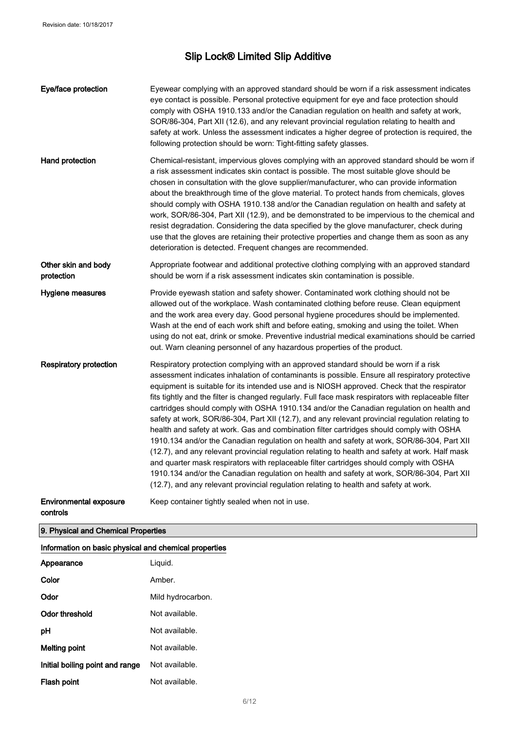| | |
|---|---|
| **Eye/face protection** | Eyewear complying with an approved standard should be worn if a risk assessment indicates eye contact is possible. Personal protective equipment for eye and face protection should comply with OSHA 1910.133 and/or the Canadian regulation on health and safety at work, SOR/86-304, Part XII (12.6), and any relevant provincial regulation relating to health and safety at work. Unless the assessment indicates a higher degree of protection is required, the following protection should be worn: Tight-fitting safety glasses. |
| **Hand protection** | Chemical-resistant, impervious gloves complying with an approved standard should be worn if a risk assessment indicates skin contact is possible. The most suitable glove should be chosen in consultation with the glove supplier/manufacturer, who can provide information about the breakthrough time of the glove material. To protect hands from chemicals, gloves should comply with OSHA 1910.138 and/or the Canadian regulation on health and safety at work, SOR/86-304, Part XII (12.9), and be demonstrated to be impervious to the chemical and resist degradation. Considering the data specified by the glove manufacturer, check during use that the gloves are retaining their protective properties and change them as soon as any deterioration is detected. Frequent changes are recommended. |
| **Other skin and body protection** | Appropriate footwear and additional protective clothing complying with an approved standard should be worn if a risk assessment indicates skin contamination is possible. |
| **Hygiene measures** | Provide eyewash station and safety shower. Contaminated work clothing should not be allowed out of the workplace. Wash contaminated clothing before reuse. Clean equipment and the work area every day. Good personal hygiene procedures should be implemented. Wash at the end of each work shift and before eating, smoking and using the toilet. When using do not eat, drink or smoke. Preventive industrial medical examinations should be carried out. Warn cleaning personnel of any hazardous properties of the product. |
| **Respiratory protection** | Respiratory protection complying with an approved standard should be worn if a risk assessment indicates inhalation of contaminants is possible. Ensure all respiratory protective equipment is suitable for its intended use and is NIOSH approved. Check that the respirator fits tightly and the filter is changed regularly. Full face mask respirators with replaceable filter cartridges should comply with OSHA 1910.134 and/or the Canadian regulation on health and safety at work, SOR/86-304, Part XII (12.7), and any relevant provincial regulation relating to health and safety at work. Gas and combination filter cartridges should comply with OSHA 1910.134 and/or the Canadian regulation on health and safety at work, SOR/86-304, Part XII (12.7), and any relevant provincial regulation relating to health and safety at work. Half mask and quarter mask respirators with replaceable filter cartridges should comply with OSHA 1910.134 and/or the Canadian regulation on health and safety at work, SOR/86-304, Part XII (12.7), and any relevant provincial regulation relating to health and safety at work. |
| **Environmental exposure controls** | Keep container tightly sealed when not in use. |

## 9. Physical and Chemical Properties

### Information on basic physical and chemical properties

| | |
|---|---|
| **Appearance** | Liquid. |
| **Color** | Amber. |
| **Odor** | Mild hydrocarbon. |
| **Odor threshold** | Not available. |
| **pH** | Not available. |
| **Melting point** | Not available. |
| **Initial boiling point and range** | Not available. |
| **Flash point** | Not available. |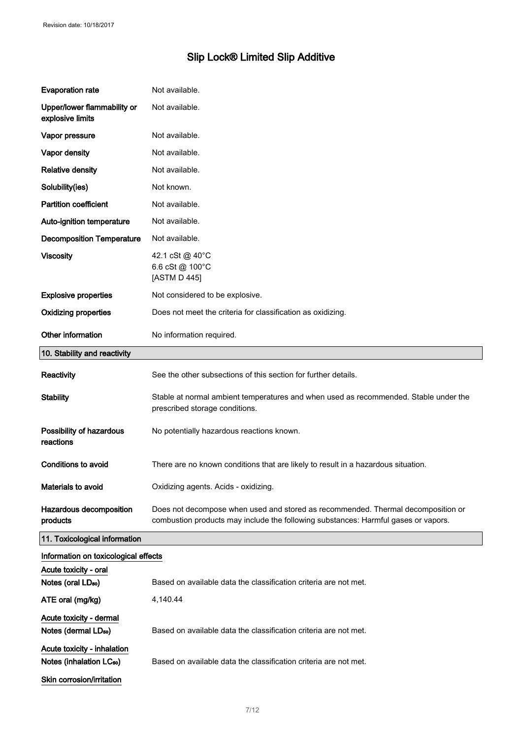| | |
|---|---|
| **Evaporation rate** | Not available. |
| **Upper/lower flammability or explosive limits** | Not available. |
| **Vapor pressure** | Not available. |
| **Vapor density** | Not available. |
| **Relative density** | Not available. |
| **Solubility(ies)** | Not known. |
| **Partition coefficient** | Not available. |
| **Auto-ignition temperature** | Not available. |
| **Decomposition Temperature** | Not available. |
| **Viscosity** | 42.1 cSt @ 40°C<br>6.6 cSt @ 100°C<br>[ASTM D 445] |
| **Explosive properties** | Not considered to be explosive. |
| **Oxidizing properties** | Does not meet the criteria for classification as oxidizing. |
| **Other information** | No information required. |

## 10. Stability and reactivity

| | |
|---|---|
| **Reactivity** | See the other subsections of this section for further details. |
| **Stability** | Stable at normal ambient temperatures and when used as recommended. Stable under the prescribed storage conditions. |
| **Possibility of hazardous reactions** | No potentially hazardous reactions known. |
| **Conditions to avoid** | There are no known conditions that are likely to result in a hazardous situation. |
| **Materials to avoid** | Oxidizing agents. Acids - oxidizing. |
| **Hazardous decomposition products** | Does not decompose when used and stored as recommended. Thermal decomposition or combustion products may include the following substances: Harmful gases or vapors. |

## 11. Toxicological information

**Information on toxicological effects**

**Acute toxicity - oral**

| | |
|---|---|
| **Notes (oral $LD_{50}$)** | Based on available data the classification criteria are not met. |
| **ATE oral (mg/kg)** | 4,140.44 |

**Acute toxicity - dermal**

| | |
|---|---|
| **Notes (dermal $LD_{50}$)** | Based on available data the classification criteria are not met. |

**Acute toxicity - inhalation**

| | |
|---|---|
| **Notes (inhalation $LC_{50}$)** | Based on available data the classification criteria are not met. |

**Skin corrosion/irritation**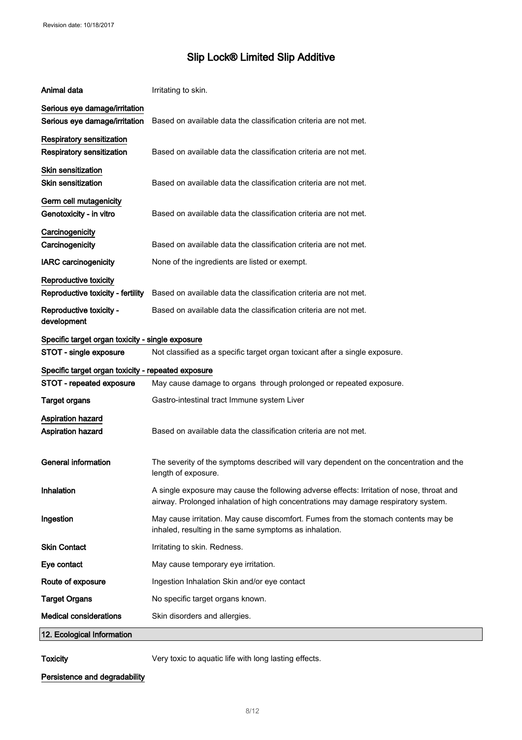| | |
|---|---|
| **Animal data** | Irritating to skin. |

**Serious eye damage/irritation**

| | |
|---|---|
| **Serious eye damage/irritation** | Based on available data the classification criteria are not met. |

**Respiratory sensitization**

| | |
|---|---|
| **Respiratory sensitization** | Based on available data the classification criteria are not met. |

**Skin sensitization**

| | |
|---|---|
| **Skin sensitization** | Based on available data the classification criteria are not met. |

**Germ cell mutagenicity**

| | |
|---|---|
| **Genotoxicity - in vitro** | Based on available data the classification criteria are not met. |

**Carcinogenicity**

| | |
|---|---|
| **Carcinogenicity** | Based on available data the classification criteria are not met. |
| **IARC carcinogenicity** | None of the ingredients are listed or exempt. |

**Reproductive toxicity**

| | |
|---|---|
| **Reproductive toxicity - fertility** | Based on available data the classification criteria are not met. |
| **Reproductive toxicity - development** | Based on available data the classification criteria are not met. |

**Specific target organ toxicity - single exposure**

| | |
|---|---|
| **STOT - single exposure** | Not classified as a specific target organ toxicant after a single exposure. |

**Specific target organ toxicity - repeated exposure**

| | |
|---|---|
| **STOT - repeated exposure** | May cause damage to organs through prolonged or repeated exposure. |
| **Target organs** | Gastro-intestinal tract Immune system Liver |

**Aspiration hazard**

| | |
|---|---|
| **Aspiration hazard** | Based on available data the classification criteria are not met. |

| | |
|---|---|
| **General information** | The severity of the symptoms described will vary dependent on the concentration and the length of exposure. |
| **Inhalation** | A single exposure may cause the following adverse effects: Irritation of nose, throat and airway. Prolonged inhalation of high concentrations may damage respiratory system. |
| **Ingestion** | May cause irritation. May cause discomfort. Fumes from the stomach contents may be inhaled, resulting in the same symptoms as inhalation. |
| **Skin Contact** | Irritating to skin. Redness. |
| **Eye contact** | May cause temporary eye irritation. |
| **Route of exposure** | Ingestion Inhalation Skin and/or eye contact |
| **Target Organs** | No specific target organs known. |
| **Medical considerations** | Skin disorders and allergies. |

## 12. Ecological Information

| | |
|---|---|
| **Toxicity** | Very toxic to aquatic life with long lasting effects. |

**Persistence and degradability**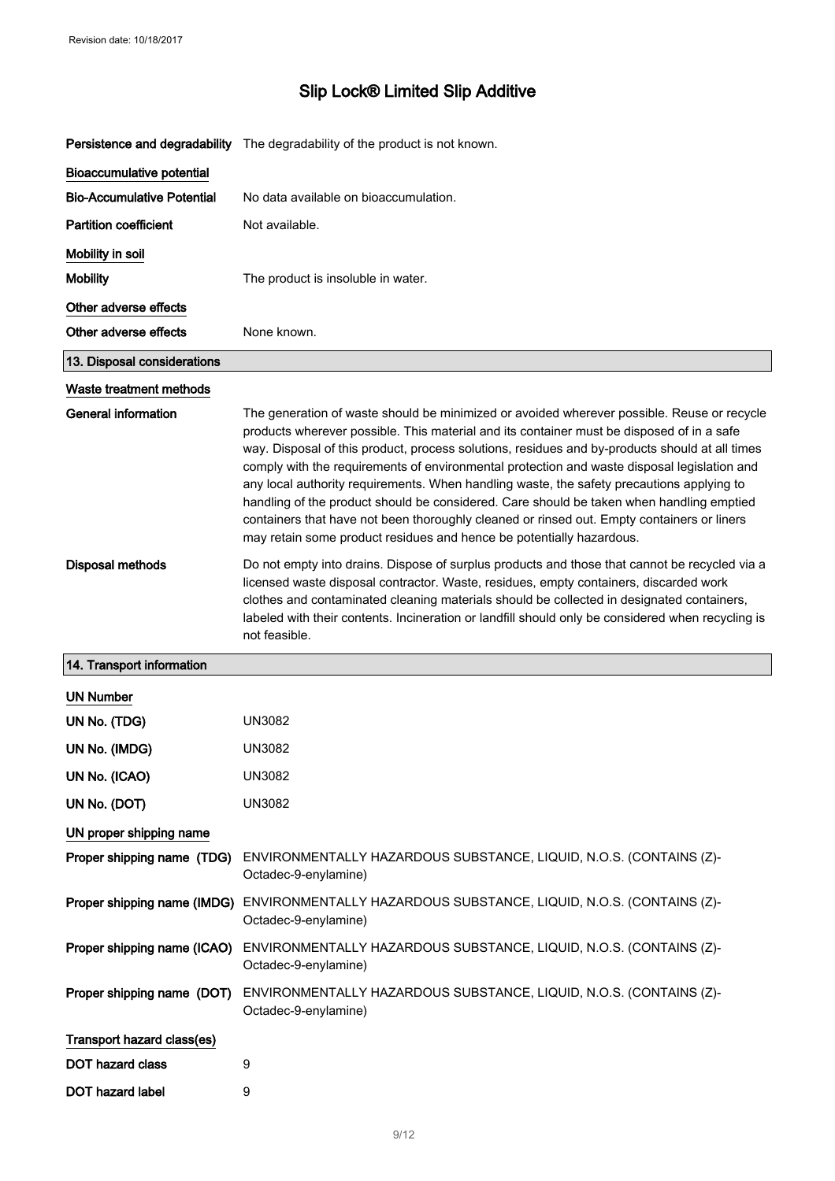**Persistence and degradability** The degradability of the product is not known.

**Bioaccumulative potential**

| | |
|---|---|
| **Bio-Accumulative Potential** | No data available on bioaccumulation. |
| **Partition coefficient** | Not available. |

**Mobility in soil**

| | |
|---|---|
| **Mobility** | The product is insoluble in water. |

**Other adverse effects**

| | |
|---|---|
| **Other adverse effects** | None known. |

## 13. Disposal considerations

**Waste treatment methods**

**General information** The generation of waste should be minimized or avoided wherever possible. Reuse or recycle products wherever possible. This material and its container must be disposed of in a safe way. Disposal of this product, process solutions, residues and by-products should at all times comply with the requirements of environmental protection and waste disposal legislation and any local authority requirements. When handling waste, the safety precautions applying to handling of the product should be considered. Care should be taken when handling emptied containers that have not been thoroughly cleaned or rinsed out. Empty containers or liners may retain some product residues and hence be potentially hazardous.

**Disposal methods** Do not empty into drains. Dispose of surplus products and those that cannot be recycled via a licensed waste disposal contractor. Waste, residues, empty containers, discarded work clothes and contaminated cleaning materials should be collected in designated containers, labeled with their contents. Incineration or landfill should only be considered when recycling is not feasible.

## 14. Transport information

**UN Number**

| | |
|---|---|
| **UN No. (TDG)** | UN3082 |
| **UN No. (IMDG)** | UN3082 |
| **UN No. (ICAO)** | UN3082 |
| **UN No. (DOT)** | UN3082 |

**UN proper shipping name**

| | |
|---|---|
| **Proper shipping name (TDG)** | ENVIRONMENTALLY HAZARDOUS SUBSTANCE, LIQUID, N.O.S. (CONTAINS (Z)-Octadec-9-enylamine) |
| **Proper shipping name (IMDG)** | ENVIRONMENTALLY HAZARDOUS SUBSTANCE, LIQUID, N.O.S. (CONTAINS (Z)-Octadec-9-enylamine) |
| **Proper shipping name (ICAO)** | ENVIRONMENTALLY HAZARDOUS SUBSTANCE, LIQUID, N.O.S. (CONTAINS (Z)-Octadec-9-enylamine) |
| **Proper shipping name (DOT)** | ENVIRONMENTALLY HAZARDOUS SUBSTANCE, LIQUID, N.O.S. (CONTAINS (Z)-Octadec-9-enylamine) |

**Transport hazard class(es)**

| | |
|---|---|
| **DOT hazard class** | 9 |
| **DOT hazard label** | 9 |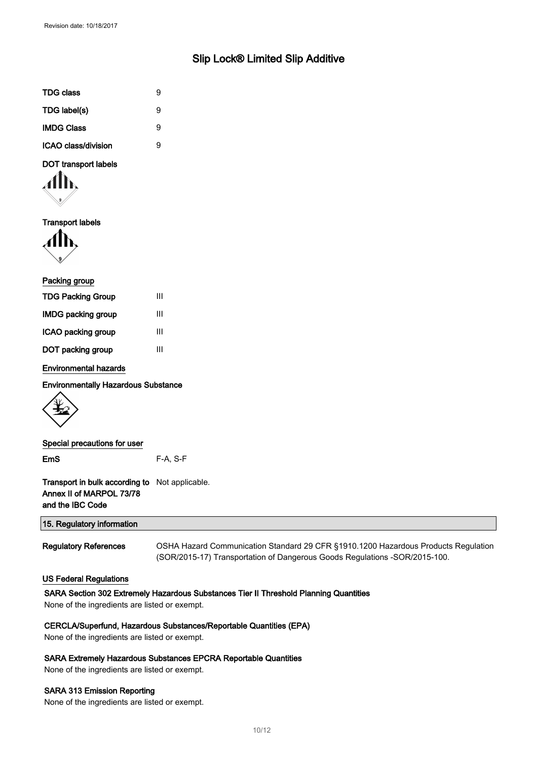| | |
|---|---|
| **TDG class** | 9 |
| **TDG label(s)** | 9 |
| **IMDG Class** | 9 |
| **ICAO class/division** | 9 |

**DOT transport labels**

**Transport labels**

**Packing group**

| | |
|---|---|
| **TDG Packing Group** | III |
| **IMDG packing group** | III |
| **ICAO packing group** | III |
| **DOT packing group** | III |

**Environmental hazards**

**Environmentally Hazardous Substance**

**Special precautions for user**

| | |
|---|---|
| **EmS** | F-A, S-F |
| **Transport in bulk according to Annex II of MARPOL 73/78 and the IBC Code** | Not applicable. |

## 15. Regulatory information

**Regulatory References** OSHA Hazard Communication Standard 29 CFR §1910.1200 Hazardous Products Regulation (SOR/2015-17) Transportation of Dangerous Goods Regulations -SOR/2015-100.

### US Federal Regulations

**SARA Section 302 Extremely Hazardous Substances Tier II Threshold Planning Quantities**

None of the ingredients are listed or exempt.

**CERCLA/Superfund, Hazardous Substances/Reportable Quantities (EPA)**

None of the ingredients are listed or exempt.

**SARA Extremely Hazardous Substances EPCRA Reportable Quantities**

None of the ingredients are listed or exempt.

**SARA 313 Emission Reporting**

None of the ingredients are listed or exempt.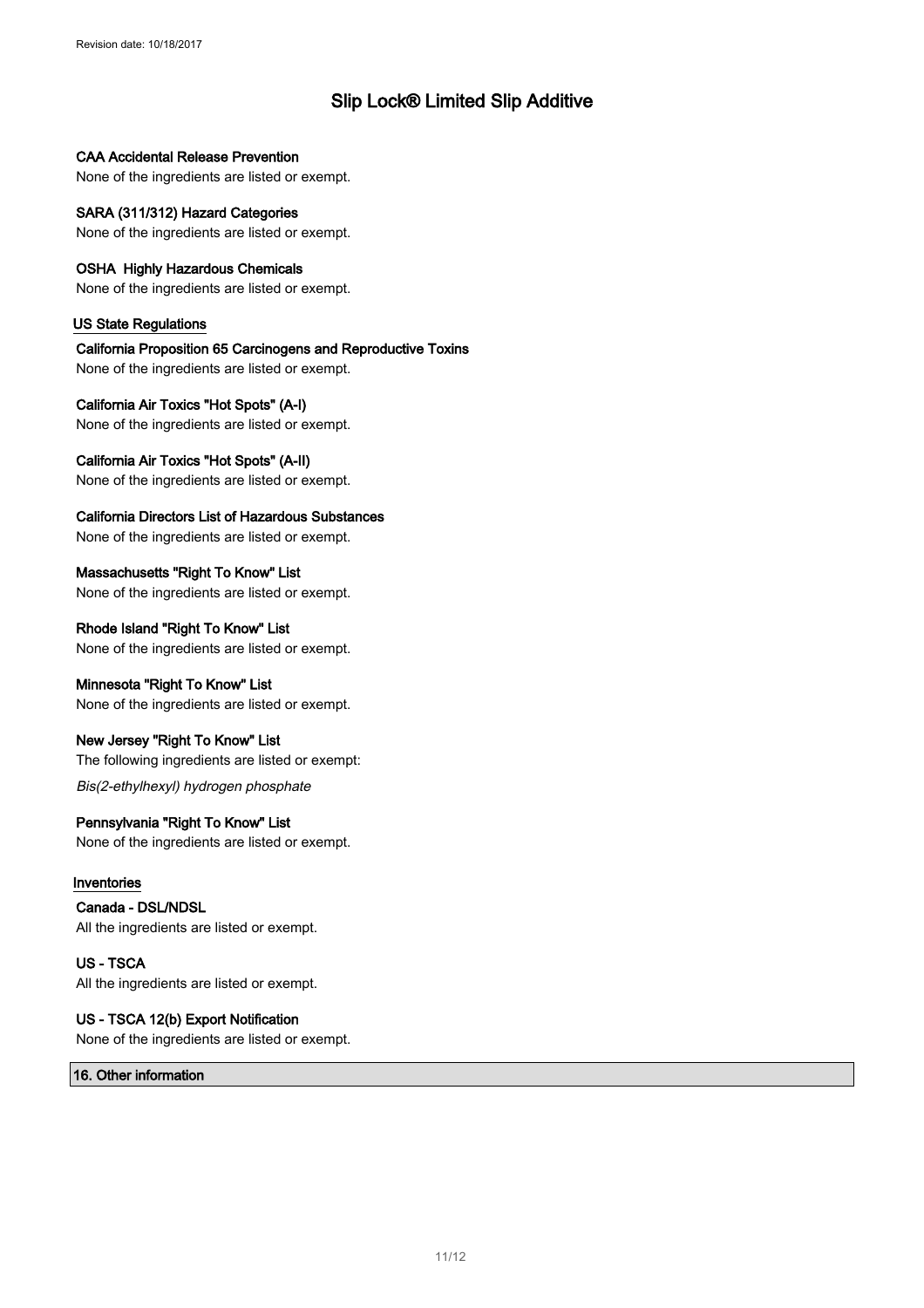**CAA Accidental Release Prevention**

None of the ingredients are listed or exempt.

**SARA (311/312) Hazard Categories**

None of the ingredients are listed or exempt.

**OSHA Highly Hazardous Chemicals**

None of the ingredients are listed or exempt.

### US State Regulations

**California Proposition 65 Carcinogens and Reproductive Toxins**

None of the ingredients are listed or exempt.

**California Air Toxics "Hot Spots" (A-I)**

None of the ingredients are listed or exempt.

**California Air Toxics "Hot Spots" (A-II)**

None of the ingredients are listed or exempt.

**California Directors List of Hazardous Substances**

None of the ingredients are listed or exempt.

**Massachusetts "Right To Know" List**

None of the ingredients are listed or exempt.

**Rhode Island "Right To Know" List**

None of the ingredients are listed or exempt.

**Minnesota "Right To Know" List**

None of the ingredients are listed or exempt.

**New Jersey "Right To Know" List**

The following ingredients are listed or exempt:

*Bis(2-ethylhexyl) hydrogen phosphate*

**Pennsylvania "Right To Know" List**

None of the ingredients are listed or exempt.

### Inventories

**Canada - DSL/NDSL**

All the ingredients are listed or exempt.

**US - TSCA**

All the ingredients are listed or exempt.

**US - TSCA 12(b) Export Notification**

None of the ingredients are listed or exempt.

## 16. Other information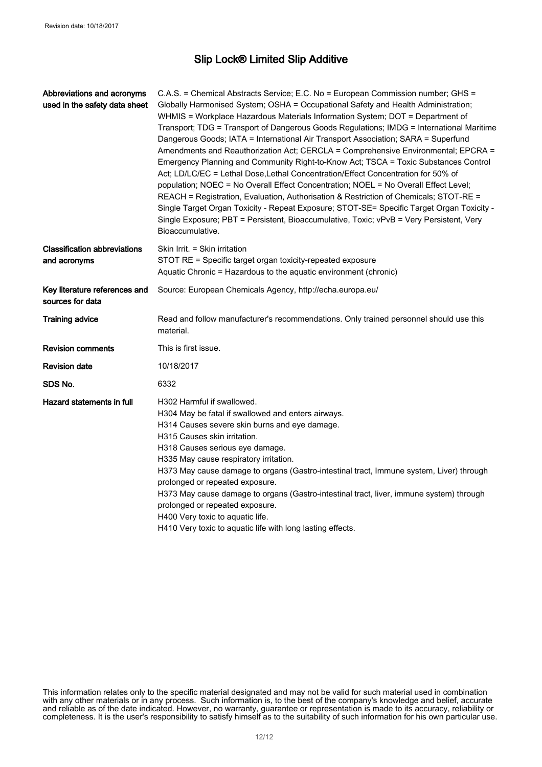# Slip Lock® Limited Slip Additive

| | |
|---|---|
| **Abbreviations and acronyms used in the safety data sheet** | C.A.S. = Chemical Abstracts Service; E.C. No = European Commission number; GHS = Globally Harmonised System; OSHA = Occupational Safety and Health Administration; WHMIS = Workplace Hazardous Materials Information System; DOT = Department of Transport; TDG = Transport of Dangerous Goods Regulations; IMDG = International Maritime Dangerous Goods; IATA = International Air Transport Association; SARA = Superfund Amendments and Reauthorization Act; CERCLA = Comprehensive Environmental; EPCRA = Emergency Planning and Community Right-to-Know Act; TSCA = Toxic Substances Control Act; LD/LC/EC = Lethal Dose,Lethal Concentration/Effect Concentration for 50% of population; NOEC = No Overall Effect Concentration; NOEL = No Overall Effect Level; REACH = Registration, Evaluation, Authorisation & Restriction of Chemicals; STOT-RE = Single Target Organ Toxicity - Repeat Exposure; STOT-SE= Specific Target Organ Toxicity - Single Exposure; PBT = Persistent, Bioaccumulative, Toxic; vPvB = Very Persistent, Very Bioaccumulative. |
| **Classification abbreviations and acronyms** | Skin Irrit. = Skin irritation<br>STOT RE = Specific target organ toxicity-repeated exposure<br>Aquatic Chronic = Hazardous to the aquatic environment (chronic) |
| **Key literature references and sources for data** | Source: European Chemicals Agency, http://echa.europa.eu/ |
| **Training advice** | Read and follow manufacturer's recommendations. Only trained personnel should use this material. |
| **Revision comments** | This is first issue. |
| **Revision date** | 10/18/2017 |
| **SDS No.** | 6332 |
| **Hazard statements in full** | H302 Harmful if swallowed.<br>H304 May be fatal if swallowed and enters airways.<br>H314 Causes severe skin burns and eye damage.<br>H315 Causes skin irritation.<br>H318 Causes serious eye damage.<br>H335 May cause respiratory irritation.<br>H373 May cause damage to organs (Gastro-intestinal tract, Immune system, Liver) through prolonged or repeated exposure.<br>H373 May cause damage to organs (Gastro-intestinal tract, liver, immune system) through prolonged or repeated exposure.<br>H400 Very toxic to aquatic life.<br>H410 Very toxic to aquatic life with long lasting effects. |

This information relates only to the specific material designated and may not be valid for such material used in combination with any other materials or in any process. Such information is, to the best of the company's knowledge and belief, accurate and reliable as of the date indicated. However, no warranty, guarantee or representation is made to its accuracy, reliability or completeness. It is the user's responsibility to satisfy himself as to the suitability of such information for his own particular use.